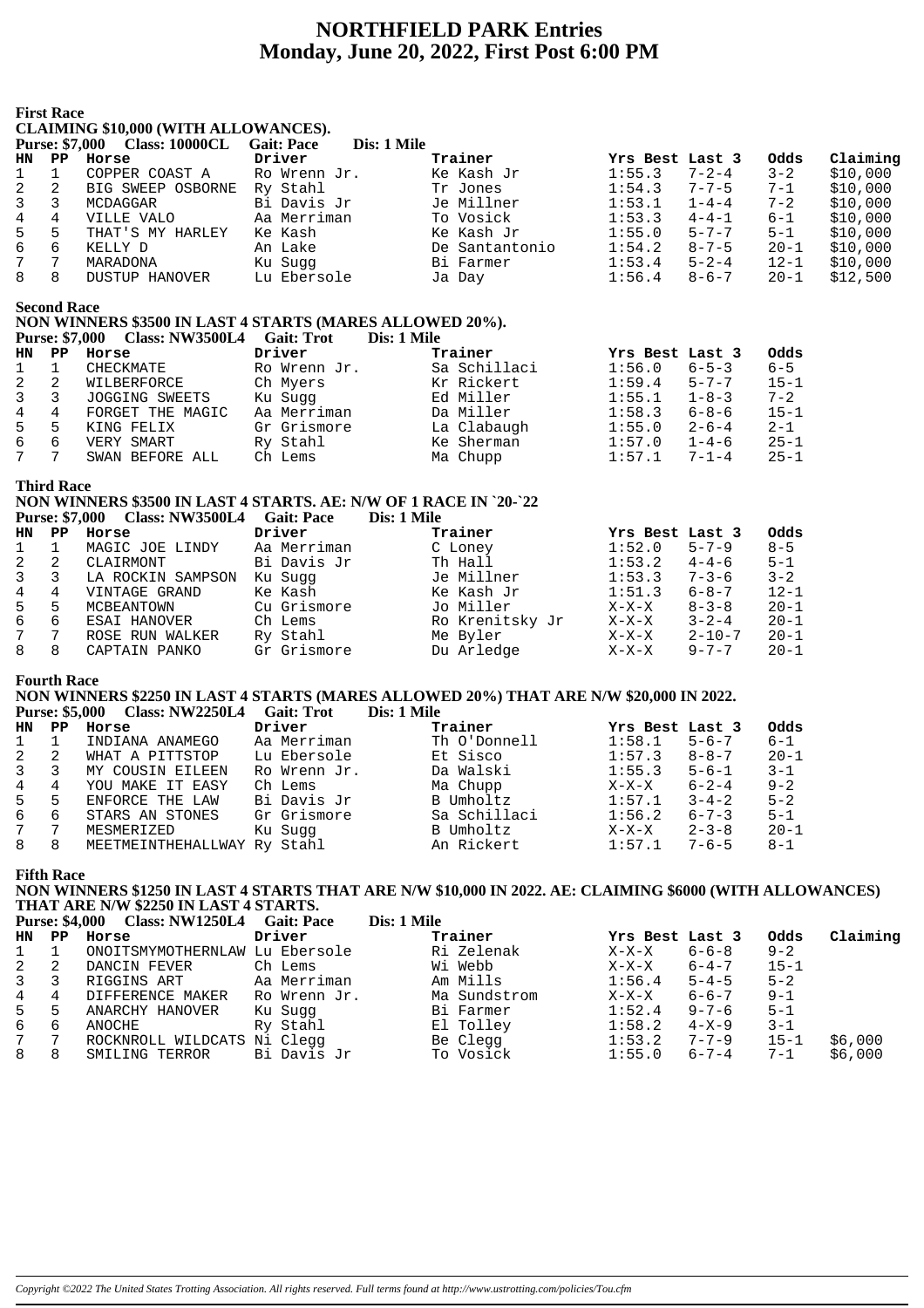# NORTHFIELD PARK Entries
# Monday, June 20, 2022, First Post 6:00 PM

### First Race

**CLAIMING $10,000 (WITH ALLOWANCES).**

**Purse: $7,000 Class: 10000CL Gait: Pace Dis: 1 Mile**

| HN | PP | Horse | Driver | Trainer | Yrs Best | Last 3 | Odds | Claiming |
|---|---|---|---|---|---|---|---|---|
| 1 | 1 | COPPER COAST A | Ro Wrenn Jr. | Ke Kash Jr | 1:55.3 | 7-2-4 | 3-2 | $10,000 |
| 2 | 2 | BIG SWEEP OSBORNE | Ry Stahl | Tr Jones | 1:54.3 | 7-7-5 | 7-1 | $10,000 |
| 3 | 3 | MCDAGGAR | Bi Davis Jr | Je Millner | 1:53.1 | 1-4-4 | 7-2 | $10,000 |
| 4 | 4 | VILLE VALO | Aa Merriman | To Vosick | 1:53.3 | 4-4-1 | 6-1 | $10,000 |
| 5 | 5 | THAT'S MY HARLEY | Ke Kash | Ke Kash Jr | 1:55.0 | 5-7-7 | 5-1 | $10,000 |
| 6 | 6 | KELLY D | An Lake | De Santantonio | 1:54.2 | 8-7-5 | 20-1 | $10,000 |
| 7 | 7 | MARADONA | Ku Sugg | Bi Farmer | 1:53.4 | 5-2-4 | 12-1 | $10,000 |
| 8 | 8 | DUSTUP HANOVER | Lu Ebersole | Ja Day | 1:56.4 | 8-6-7 | 20-1 | $12,500 |

### Second Race

**NON WINNERS $3500 IN LAST 4 STARTS (MARES ALLOWED 20%).**

**Purse: $7,000 Class: NW3500L4 Gait: Trot Dis: 1 Mile**

| HN | PP | Horse | Driver | Trainer | Yrs Best | Last 3 | Odds |
|---|---|---|---|---|---|---|---|
| 1 | 1 | CHECKMATE | Ro Wrenn Jr. | Sa Schillaci | 1:56.0 | 6-5-3 | 6-5 |
| 2 | 2 | WILBERFORCE | Ch Myers | Kr Rickert | 1:59.4 | 5-7-7 | 15-1 |
| 3 | 3 | JOGGING SWEETS | Ku Sugg | Ed Miller | 1:55.1 | 1-8-3 | 7-2 |
| 4 | 4 | FORGET THE MAGIC | Aa Merriman | Da Miller | 1:58.3 | 6-8-6 | 15-1 |
| 5 | 5 | KING FELIX | Gr Grismore | La Clabaugh | 1:55.0 | 2-6-4 | 2-1 |
| 6 | 6 | VERY SMART | Ry Stahl | Ke Sherman | 1:57.0 | 1-4-6 | 25-1 |
| 7 | 7 | SWAN BEFORE ALL | Ch Lems | Ma Chupp | 1:57.1 | 7-1-4 | 25-1 |

### Third Race

**NON WINNERS $3500 IN LAST 4 STARTS. AE: N/W OF 1 RACE IN `20-`22**

**Purse: $7,000 Class: NW3500L4 Gait: Pace Dis: 1 Mile**

| HN | PP | Horse | Driver | Trainer | Yrs Best | Last 3 | Odds |
|---|---|---|---|---|---|---|---|
| 1 | 1 | MAGIC JOE LINDY | Aa Merriman | C Loney | 1:52.0 | 5-7-9 | 8-5 |
| 2 | 2 | CLAIRMONT | Bi Davis Jr | Th Hall | 1:53.2 | 4-4-6 | 5-1 |
| 3 | 3 | LA ROCKIN SAMPSON | Ku Sugg | Je Millner | 1:53.3 | 7-3-6 | 3-2 |
| 4 | 4 | VINTAGE GRAND | Ke Kash | Ke Kash Jr | 1:51.3 | 6-8-7 | 12-1 |
| 5 | 5 | MCBEANTOWN | Cu Grismore | Jo Miller | X-X-X | 8-3-8 | 20-1 |
| 6 | 6 | ESAI HANOVER | Ch Lems | Ro Krenitsky Jr | X-X-X | 3-2-4 | 20-1 |
| 7 | 7 | ROSE RUN WALKER | Ry Stahl | Me Byler | X-X-X | 2-10-7 | 20-1 |
| 8 | 8 | CAPTAIN PANKO | Gr Grismore | Du Arledge | X-X-X | 9-7-7 | 20-1 |

### Fourth Race

**NON WINNERS $2250 IN LAST 4 STARTS (MARES ALLOWED 20%) THAT ARE N/W $20,000 IN 2022.**

**Purse: $5,000 Class: NW2250L4 Gait: Trot Dis: 1 Mile**

| HN | PP | Horse | Driver | Trainer | Yrs Best | Last 3 | Odds |
|---|---|---|---|---|---|---|---|
| 1 | 1 | INDIANA ANAMEGO | Aa Merriman | Th O'Donnell | 1:58.1 | 5-6-7 | 6-1 |
| 2 | 2 | WHAT A PITTSTOP | Lu Ebersole | Et Sisco | 1:57.3 | 8-8-7 | 20-1 |
| 3 | 3 | MY COUSIN EILEEN | Ro Wrenn Jr. | Da Walski | 1:55.3 | 5-6-1 | 3-1 |
| 4 | 4 | YOU MAKE IT EASY | Ch Lems | Ma Chupp | X-X-X | 6-2-4 | 9-2 |
| 5 | 5 | ENFORCE THE LAW | Bi Davis Jr | B Umholtz | 1:57.1 | 3-4-2 | 5-2 |
| 6 | 6 | STARS AN STONES | Gr Grismore | Sa Schillaci | 1:56.2 | 6-7-3 | 5-1 |
| 7 | 7 | MESMERIZED | Ku Sugg | B Umholtz | X-X-X | 2-3-8 | 20-1 |
| 8 | 8 | MEETMEINTHEHALLWAY | Ry Stahl | An Rickert | 1:57.1 | 7-6-5 | 8-1 |

### Fifth Race

**NON WINNERS $1250 IN LAST 4 STARTS THAT ARE N/W $10,000 IN 2022. AE: CLAIMING $6000 (WITH ALLOWANCES) THAT ARE N/W $2250 IN LAST 4 STARTS.**

**Purse: $4,000 Class: NW1250L4 Gait: Pace Dis: 1 Mile**

| HN | PP | Horse | Driver | Trainer | Yrs Best | Last 3 | Odds | Claiming |
|---|---|---|---|---|---|---|---|---|
| 1 | 1 | ONOITSMYMOTHERNLAW | Lu Ebersole | Ri Zelenak | X-X-X | 6-6-8 | 9-2 | |
| 2 | 2 | DANCIN FEVER | Ch Lems | Wi Webb | X-X-X | 6-4-7 | 15-1 | |
| 3 | 3 | RIGGINS ART | Aa Merriman | Am Mills | 1:56.4 | 5-4-5 | 5-2 | |
| 4 | 4 | DIFFERENCE MAKER | Ro Wrenn Jr. | Ma Sundstrom | X-X-X | 6-6-7 | 9-1 | |
| 5 | 5 | ANARCHY HANOVER | Ku Sugg | Bi Farmer | 1:52.4 | 9-7-6 | 5-1 | |
| 6 | 6 | ANOCHE | Ry Stahl | El Tolley | 1:58.2 | 4-X-9 | 3-1 | |
| 7 | 7 | ROCKNROLL WILDCATS | Ni Clegg | Be Clegg | 1:53.2 | 7-7-9 | 15-1 | $6,000 |
| 8 | 8 | SMILING TERROR | Bi Davis Jr | To Vosick | 1:55.0 | 6-7-4 | 7-1 | $6,000 |

*Copyright ©2022 The United States Trotting Association. All rights reserved. Full terms found at http://www.ustrotting.com/policies/Tou.cfm*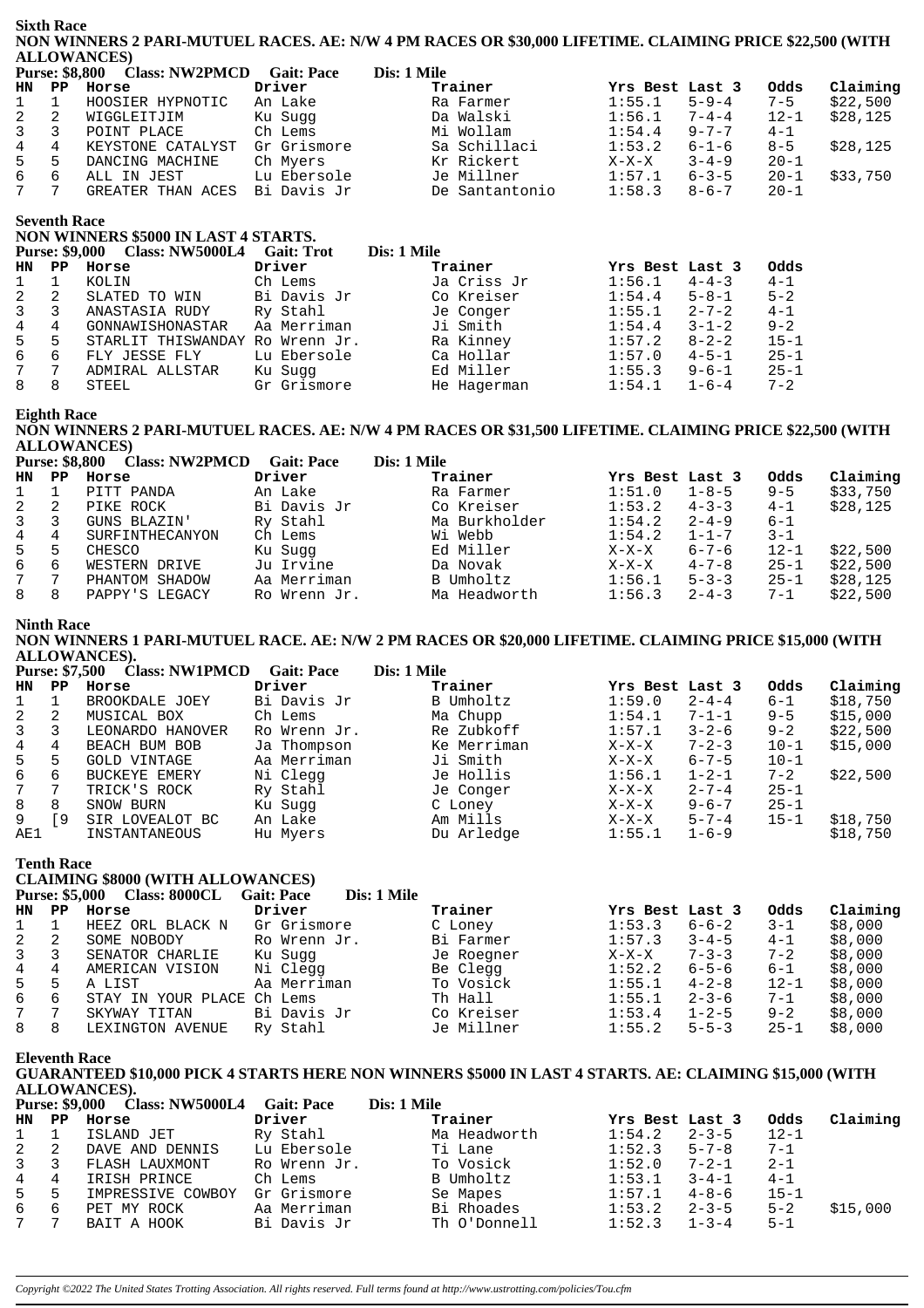### Sixth Race

**NON WINNERS 2 PARI-MUTUEL RACES. AE: N/W 4 PM RACES OR $30,000 LIFETIME. CLAIMING PRICE $22,500 (WITH ALLOWANCES)**

**Purse: $8,800 Class: NW2PMCD Gait: Pace Dis: 1 Mile**

| HN | PP | Horse | Driver | Trainer | Yrs Best | Last 3 | Odds | Claiming |
|---|---|---|---|---|---|---|---|---|
| 1 | 1 | HOOSIER HYPNOTIC | An Lake | Ra Farmer | 1:55.1 | 5-9-4 | 7-5 | $22,500 |
| 2 | 2 | WIGGLEITJIM | Ku Sugg | Da Walski | 1:56.1 | 7-4-4 | 12-1 | $28,125 |
| 3 | 3 | POINT PLACE | Ch Lems | Mi Wollam | 1:54.4 | 9-7-7 | 4-1 | |
| 4 | 4 | KEYSTONE CATALYST | Gr Grismore | Sa Schillaci | 1:53.2 | 6-1-6 | 8-5 | $28,125 |
| 5 | 5 | DANCING MACHINE | Ch Myers | Kr Rickert | X-X-X | 3-4-9 | 20-1 | |
| 6 | 6 | ALL IN JEST | Lu Ebersole | Je Miller | 1:57.1 | 6-3-5 | 20-1 | $33,750 |
| 7 | 7 | GREATER THAN ACES | Bi Davis Jr | De Santantonio | 1:58.3 | 8-6-7 | 20-1 | |

### Seventh Race

**NON WINNERS $5000 IN LAST 4 STARTS.**

**Purse: $9,000 Class: NW5000L4 Gait: Trot Dis: 1 Mile**

| HN | PP | Horse | Driver | Trainer | Yrs Best | Last 3 | Odds |
|---|---|---|---|---|---|---|---|
| 1 | 1 | KOLIN | Ch Lems | Ja Criss Jr | 1:56.1 | 4-4-3 | 4-1 |
| 2 | 2 | SLATED TO WIN | Bi Davis Jr | Co Kreiser | 1:54.4 | 5-8-1 | 5-2 |
| 3 | 3 | ANASTASIA RUDY | Ry Stahl | Je Conger | 1:55.1 | 2-7-2 | 4-1 |
| 4 | 4 | GONNAWISHONASTAR | Aa Merriman | Ji Smith | 1:54.4 | 3-1-2 | 9-2 |
| 5 | 5 | STARLIT THISWANDAY | Ro Wrenn Jr. | Ra Kinney | 1:57.2 | 8-2-2 | 15-1 |
| 6 | 6 | FLY JESSE FLY | Lu Ebersole | Ca Hollar | 1:57.0 | 4-5-1 | 25-1 |
| 7 | 7 | ADMIRAL ALLSTAR | Ku Sugg | Ed Miller | 1:55.3 | 9-6-1 | 25-1 |
| 8 | 8 | STEEL | Gr Grismore | He Hagerman | 1:54.1 | 1-6-4 | 7-2 |

### Eighth Race

**NON WINNERS 2 PARI-MUTUEL RACES. AE: N/W 4 PM RACES OR $31,500 LIFETIME. CLAIMING PRICE $22,500 (WITH ALLOWANCES)**

**Purse: $8,800 Class: NW2PMCD Gait: Pace Dis: 1 Mile**

| HN | PP | Horse | Driver | Trainer | Yrs Best | Last 3 | Odds | Claiming |
|---|---|---|---|---|---|---|---|---|
| 1 | 1 | PITT PANDA | An Lake | Ra Farmer | 1:51.0 | 1-8-5 | 9-5 | $33,750 |
| 2 | 2 | PIKE ROCK | Bi Davis Jr | Co Kreiser | 1:53.2 | 4-3-3 | 4-1 | $28,125 |
| 3 | 3 | GUNS BLAZIN' | Ry Stahl | Ma Burkholder | 1:54.2 | 2-4-9 | 6-1 | |
| 4 | 4 | SURFINTHECANYON | Ch Lems | Wi Webb | 1:54.2 | 1-1-7 | 3-1 | |
| 5 | 5 | CHESCO | Ku Sugg | Ed Miller | X-X-X | 6-7-6 | 12-1 | $22,500 |
| 6 | 6 | WESTERN DRIVE | Ju Irvine | Da Novak | X-X-X | 4-7-8 | 25-1 | $22,500 |
| 7 | 7 | PHANTOM SHADOW | Aa Merriman | B Umholtz | 1:56.1 | 5-3-3 | 25-1 | $28,125 |
| 8 | 8 | PAPPY'S LEGACY | Ro Wrenn Jr. | Ma Headworth | 1:56.3 | 2-4-3 | 7-1 | $22,500 |

### Ninth Race

**NON WINNERS 1 PARI-MUTUEL RACE. AE: N/W 2 PM RACES OR $20,000 LIFETIME. CLAIMING PRICE $15,000 (WITH ALLOWANCES).**

**Purse: $7,500 Class: NW1PMCD Gait: Pace Dis: 1 Mile**

| HN | PP | Horse | Driver | Trainer | Yrs Best | Last 3 | Odds | Claiming |
|---|---|---|---|---|---|---|---|---|
| 1 | 1 | BROOKDALE JOEY | Bi Davis Jr | B Umholtz | 1:59.0 | 2-4-4 | 6-1 | $18,750 |
| 2 | 2 | MUSICAL BOX | Ch Lems | Ma Chupp | 1:54.1 | 7-1-1 | 9-5 | $15,000 |
| 3 | 3 | LEONARDO HANOVER | Ro Wrenn Jr. | Re Zubkoff | 1:57.1 | 3-2-6 | 9-2 | $22,500 |
| 4 | 4 | BEACH BUM BOB | Ja Thompson | Ke Merriman | X-X-X | 7-2-3 | 10-1 | $15,000 |
| 5 | 5 | GOLD VINTAGE | Aa Merriman | Ji Smith | X-X-X | 6-7-5 | 10-1 | |
| 6 | 6 | BUCKEYE EMERY | Ni Clegg | Je Hollis | 1:56.1 | 1-2-1 | 7-2 | $22,500 |
| 7 | 7 | TRICK'S ROCK | Ry Stahl | Je Conger | X-X-X | 2-7-4 | 25-1 | |
| 8 | 8 | SNOW BURN | Ku Sugg | C Loney | X-X-X | 9-6-7 | 25-1 | |
| 9 | [9 | SIR LOVEALOT BC | An Lake | Am Mills | X-X-X | 5-7-4 | 15-1 | $18,750 |
| AE1 | | INSTANTANEOUS | Hu Myers | Du Arledge | 1:55.1 | 1-6-9 | | $18,750 |

### Tenth Race

**CLAIMING $8000 (WITH ALLOWANCES)**

**Purse: $5,000 Class: 8000CL Gait: Pace Dis: 1 Mile**

| HN | PP | Horse | Driver | Trainer | Yrs Best | Last 3 | Odds | Claiming |
|---|---|---|---|---|---|---|---|---|
| 1 | 1 | HEEZ ORL BLACK N | Gr Grismore | C Loney | 1:53.3 | 6-6-2 | 3-1 | $8,000 |
| 2 | 2 | SOME NOBODY | Ro Wrenn Jr. | Bi Farmer | 1:57.3 | 3-4-5 | 4-1 | $8,000 |
| 3 | 3 | SENATOR CHARLIE | Ku Sugg | Je Roegner | X-X-X | 7-3-3 | 7-2 | $8,000 |
| 4 | 4 | AMERICAN VISION | Ni Clegg | Be Clegg | 1:52.2 | 6-5-6 | 6-1 | $8,000 |
| 5 | 5 | A LIST | Aa Merriman | To Vosick | 1:55.1 | 4-2-8 | 12-1 | $8,000 |
| 6 | 6 | STAY IN YOUR PLACE | Ch Lems | Th Hall | 1:55.1 | 2-3-6 | 7-1 | $8,000 |
| 7 | 7 | SKYWAY TITAN | Bi Davis Jr | Co Kreiser | 1:53.4 | 1-2-5 | 9-2 | $8,000 |
| 8 | 8 | LEXINGTON AVENUE | Ry Stahl | Je Millner | 1:55.2 | 5-5-3 | 25-1 | $8,000 |

### Eleventh Race

**GUARANTEED $10,000 PICK 4 STARTS HERE NON WINNERS $5000 IN LAST 4 STARTS. AE: CLAIMING $15,000 (WITH ALLOWANCES).**

**Purse: $9,000 Class: NW5000L4 Gait: Pace Dis: 1 Mile**

| HN | PP | Horse | Driver | Trainer | Yrs Best | Last 3 | Odds | Claiming |
|---|---|---|---|---|---|---|---|---|
| 1 | 1 | ISLAND JET | Ry Stahl | Ma Headworth | 1:54.2 | 2-3-5 | 12-1 | |
| 2 | 2 | DAVE AND DENNIS | Lu Ebersole | Ti Lane | 1:52.3 | 5-7-8 | 7-1 | |
| 3 | 3 | FLASH LAUXMONT | Ro Wrenn Jr. | To Vosick | 1:52.0 | 7-2-1 | 2-1 | |
| 4 | 4 | IRISH PRINCE | Ch Lems | B Umholtz | 1:53.1 | 3-4-1 | 4-1 | |
| 5 | 5 | IMPRESSIVE COWBOY | Gr Grismore | Se Mapes | 1:57.1 | 4-8-6 | 15-1 | |
| 6 | 6 | PET MY ROCK | Aa Merriman | Bi Rhoades | 1:53.2 | 2-3-5 | 5-2 | $15,000 |
| 7 | 7 | BAIT A HOOK | Bi Davis Jr | Th O'Donnell | 1:52.3 | 1-3-4 | 5-1 | |

*Copyright ©2022 The United States Trotting Association. All rights reserved. Full terms found at http://www.ustrotting.com/policies/Tou.cfm*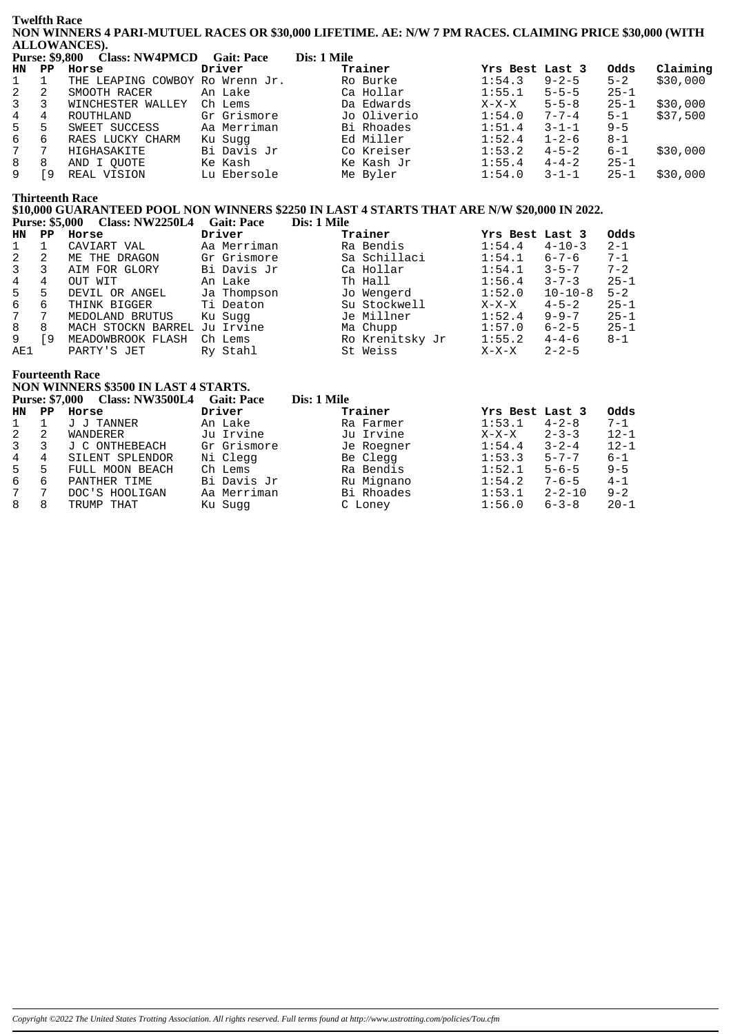### Twelfth Race

**NON WINNERS 4 PARI-MUTUEL RACES OR $30,000 LIFETIME. AE: N/W 7 PM RACES. CLAIMING PRICE $30,000 (WITH ALLOWANCES).**

**Purse: $9,800 Class: NW4PMCD Gait: Pace Dis: 1 Mile**

| HN | PP | Horse | Driver | Trainer | Yrs Best | Last 3 | Odds | Claiming |
|---|---|---|---|---|---|---|---|---|
| 1 | 1 | THE LEAPING COWBOY | Ro Wrenn Jr. | Ro Burke | 1:54.3 | 9-2-5 | 5-2 | $30,000 |
| 2 | 2 | SMOOTH RACER | An Lake | Ca Hollar | 1:55.1 | 5-5-5 | 25-1 | |
| 3 | 3 | WINCHESTER WALLEY | Ch Lems | Da Edwards | X-X-X | 5-5-8 | 25-1 | $30,000 |
| 4 | 4 | ROUTHLAND | Gr Grismore | Jo Oliverio | 1:54.0 | 7-7-4 | 5-1 | $37,500 |
| 5 | 5 | SWEET SUCCESS | Aa Merriman | Bi Rhoades | 1:51.4 | 3-1-1 | 9-5 | |
| 6 | 6 | RAES LUCKY CHARM | Ku Sugg | Ed Miller | 1:52.4 | 1-2-6 | 8-1 | |
| 7 | 7 | HIGHASAKITE | Bi Davis Jr | Co Kreiser | 1:53.2 | 4-5-2 | 6-1 | $30,000 |
| 8 | 8 | AND I QUOTE | Ke Kash | Ke Kash Jr | 1:55.4 | 4-4-2 | 25-1 | |
| 9 | [9 | REAL VISION | Lu Ebersole | Me Byler | 1:54.0 | 3-1-1 | 25-1 | $30,000 |

### Thirteenth Race

**$10,000 GUARANTEED POOL NON WINNERS $2250 IN LAST 4 STARTS THAT ARE N/W $20,000 IN 2022.**

**Purse: $5,000 Class: NW2250L4 Gait: Pace Dis: 1 Mile**

| HN | PP | Horse | Driver | Trainer | Yrs Best | Last 3 | Odds |
|---|---|---|---|---|---|---|---|
| 1 | 1 | CAVIART VAL | Aa Merriman | Ra Bendis | 1:54.4 | 4-10-3 | 2-1 |
| 2 | 2 | ME THE DRAGON | Gr Grismore | Sa Schillaci | 1:54.1 | 6-7-6 | 7-1 |
| 3 | 3 | AIM FOR GLORY | Bi Davis Jr | Ca Hollar | 1:54.1 | 3-5-7 | 7-2 |
| 4 | 4 | OUT WIT | An Lake | Th Hall | 1:56.4 | 3-7-3 | 25-1 |
| 5 | 5 | DEVIL OR ANGEL | Ja Thompson | Jo Wengerd | 1:52.0 | 10-10-8 | 5-2 |
| 6 | 6 | THINK BIGGER | Ti Deaton | Su Stockwell | X-X-X | 4-5-2 | 25-1 |
| 7 | 7 | MEDOLAND BRUTUS | Ku Sugg | Je Millner | 1:52.4 | 9-9-7 | 25-1 |
| 8 | 8 | MACH STOCKN BARREL | Ju Irvine | Ma Chupp | 1:57.0 | 6-2-5 | 25-1 |
| 9 | [9 | MEADOWBROOK FLASH | Ch Lems | Ro Krenitsky Jr | 1:55.2 | 4-4-6 | 8-1 |
| AE1 | | PARTY'S JET | Ry Stahl | St Weiss | X-X-X | 2-2-5 | |

### Fourteenth Race

**NON WINNERS $3500 IN LAST 4 STARTS.**

**Purse: $7,000 Class: NW3500L4 Gait: Pace Dis: 1 Mile**

| HN | PP | Horse | Driver | Trainer | Yrs Best | Last 3 | Odds |
|---|---|---|---|---|---|---|---|
| 1 | 1 | J J TANNER | An Lake | Ra Farmer | 1:53.1 | 4-2-8 | 7-1 |
| 2 | 2 | WANDERER | Ju Irvine | Ju Irvine | X-X-X | 2-3-3 | 12-1 |
| 3 | 3 | J C ONTHEBEACH | Gr Grismore | Je Roegner | 1:54.4 | 3-2-4 | 12-1 |
| 4 | 4 | SILENT SPLENDOR | Ni Clegg | Be Clegg | 1:53.3 | 5-7-7 | 6-1 |
| 5 | 5 | FULL MOON BEACH | Ch Lems | Ra Bendis | 1:52.1 | 5-6-5 | 9-5 |
| 6 | 6 | PANTHER TIME | Bi Davis Jr | Ru Mignano | 1:54.2 | 7-6-5 | 4-1 |
| 7 | 7 | DOC'S HOOLIGAN | Aa Merriman | Bi Rhoades | 1:53.1 | 2-2-10 | 9-2 |
| 8 | 8 | TRUMP THAT | Ku Sugg | C Loney | 1:56.0 | 6-3-8 | 20-1 |

*Copyright ©2022 The United States Trotting Association. All rights reserved. Full terms found at http://www.ustrotting.com/policies/Tou.cfm*